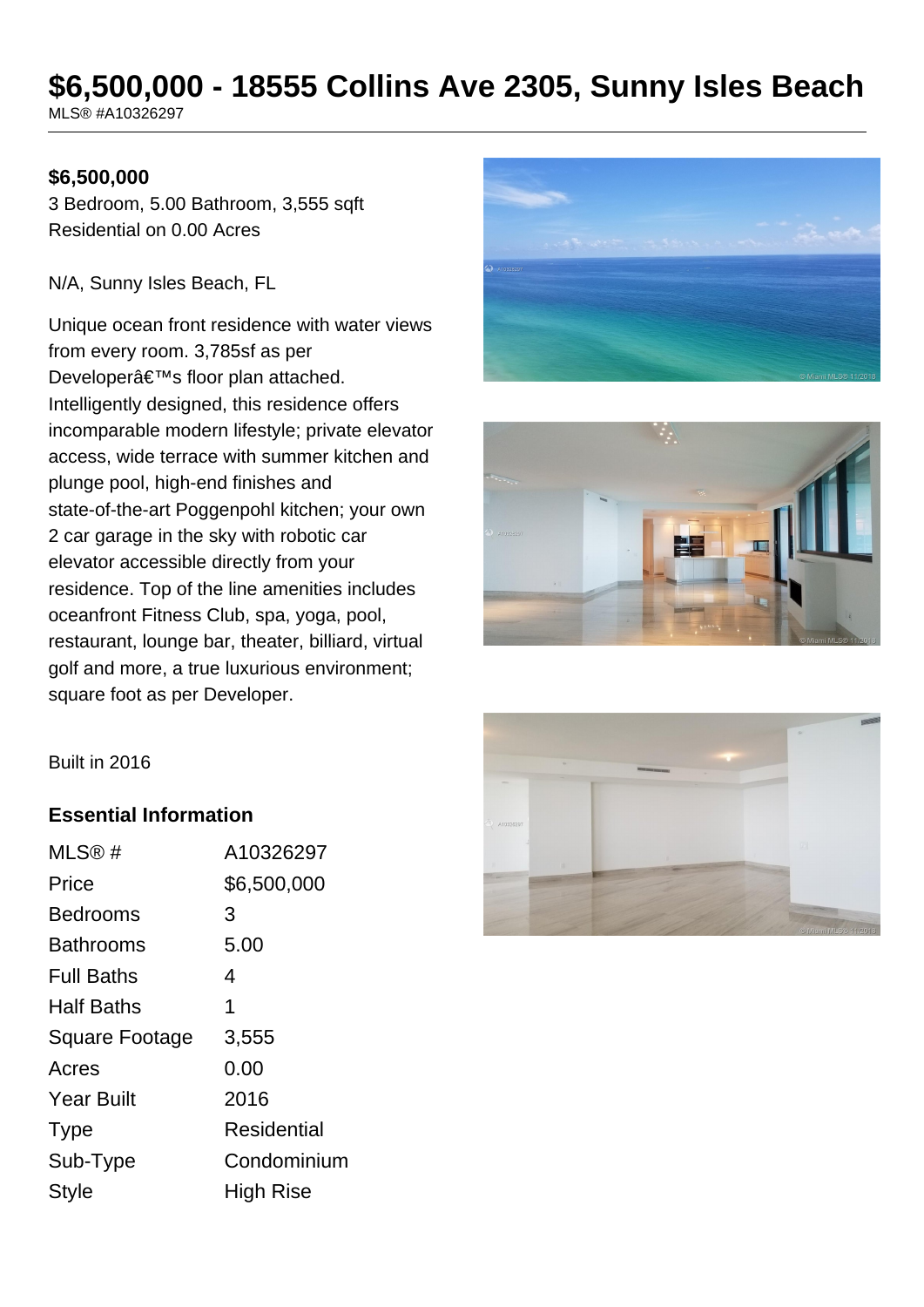# $6,500,000 - 18555 Collins Ave 2305, Sunny Isles Beach

MLS® #A10326297

**$6,500,000**

3 Bedroom, 5.00 Bathroom, 3,555 sqft
Residential on 0.00 Acres

N/A, Sunny Isles Beach, FL

Unique ocean front residence with water views from every room. 3,785sf as per Developerâ€™s floor plan attached. Intelligently designed, this residence offers incomparable modern lifestyle; private elevator access, wide terrace with summer kitchen and plunge pool, high-end finishes and state-of-the-art Poggenpohl kitchen; your own 2 car garage in the sky with robotic car elevator accessible directly from your residence. Top of the line amenities includes oceanfront Fitness Club, spa, yoga, pool, restaurant, lounge bar, theater, billiard, virtual golf and more, a true luxurious environment; square foot as per Developer.

Built in 2016

## Essential Information

| | |
|---|---|
| MLS® # | A10326297 |
| Price | $6,500,000 |
| Bedrooms | 3 |
| Bathrooms | 5.00 |
| Full Baths | 4 |
| Half Baths | 1 |
| Square Footage | 3,555 |
| Acres | 0.00 |
| Year Built | 2016 |
| Type | Residential |
| Sub-Type | Condominium |
| Style | High Rise |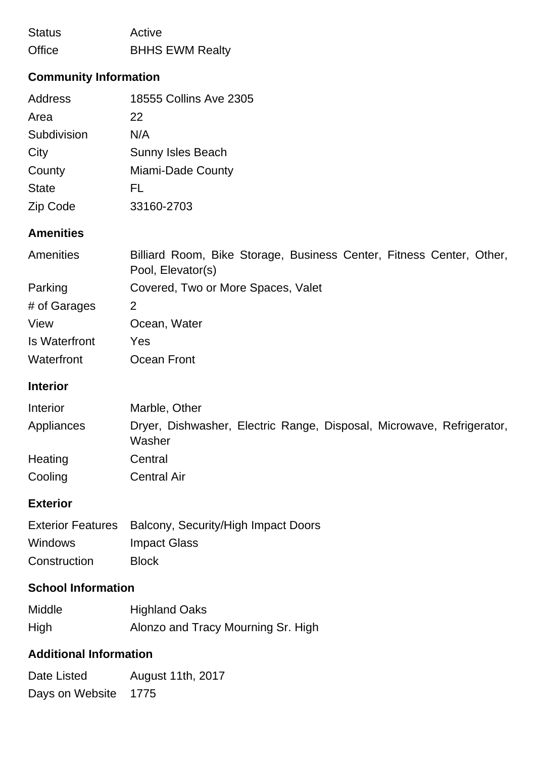| | |
|---|---|
| Status | Active |
| Office | BHHS EWM Realty |

## Community Information

| | |
|---|---|
| Address | 18555 Collins Ave 2305 |
| Area | 22 |
| Subdivision | N/A |
| City | Sunny Isles Beach |
| County | Miami-Dade County |
| State | FL |
| Zip Code | 33160-2703 |

## Amenities

| | |
|---|---|
| Amenities | Billiard Room, Bike Storage, Business Center, Fitness Center, Other, Pool, Elevator(s) |
| Parking | Covered, Two or More Spaces, Valet |
| # of Garages | 2 |
| View | Ocean, Water |
| Is Waterfront | Yes |
| Waterfront | Ocean Front |

## Interior

| | |
|---|---|
| Interior | Marble, Other |
| Appliances | Dryer, Dishwasher, Electric Range, Disposal, Microwave, Refrigerator, Washer |
| Heating | Central |
| Cooling | Central Air |

## Exterior

| | |
|---|---|
| Exterior Features | Balcony, Security/High Impact Doors |
| Windows | Impact Glass |
| Construction | Block |

## School Information

| | |
|---|---|
| Middle | Highland Oaks |
| High | Alonzo and Tracy Mourning Sr. High |

## Additional Information

| | |
|---|---|
| Date Listed | August 11th, 2017 |
| Days on Website | 1775 |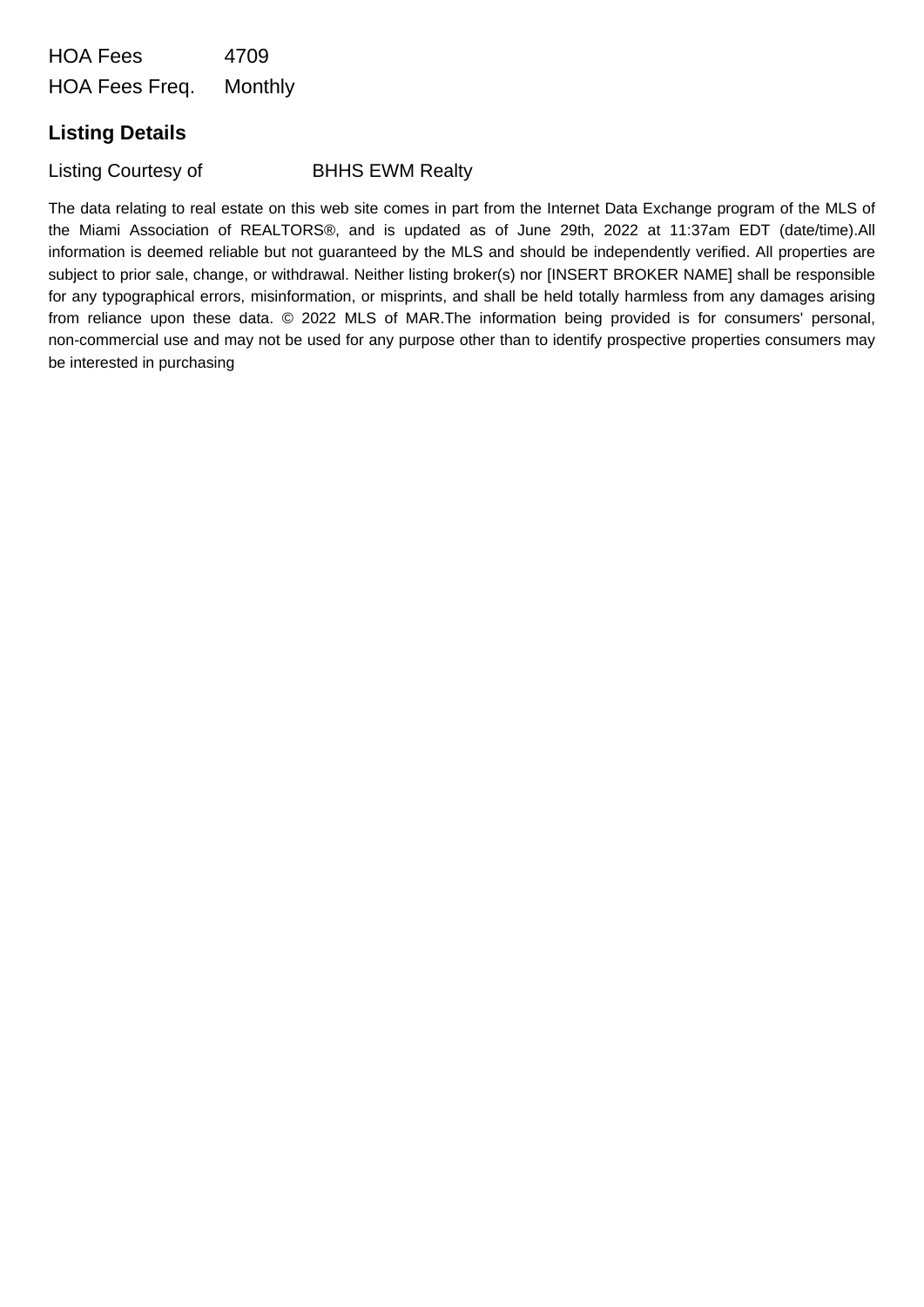| | |
|---|---|
| HOA Fees | 4709 |
| HOA Fees Freq. | Monthly |

## Listing Details

| | |
|---|---|
| Listing Courtesy of | BHHS EWM Realty |

The data relating to real estate on this web site comes in part from the Internet Data Exchange program of the MLS of the Miami Association of REALTORS®, and is updated as of June 29th, 2022 at 11:37am EDT (date/time).All information is deemed reliable but not guaranteed by the MLS and should be independently verified. All properties are subject to prior sale, change, or withdrawal. Neither listing broker(s) nor [INSERT BROKER NAME] shall be responsible for any typographical errors, misinformation, or misprints, and shall be held totally harmless from any damages arising from reliance upon these data. © 2022 MLS of MAR.The information being provided is for consumers' personal, non-commercial use and may not be used for any purpose other than to identify prospective properties consumers may be interested in purchasing